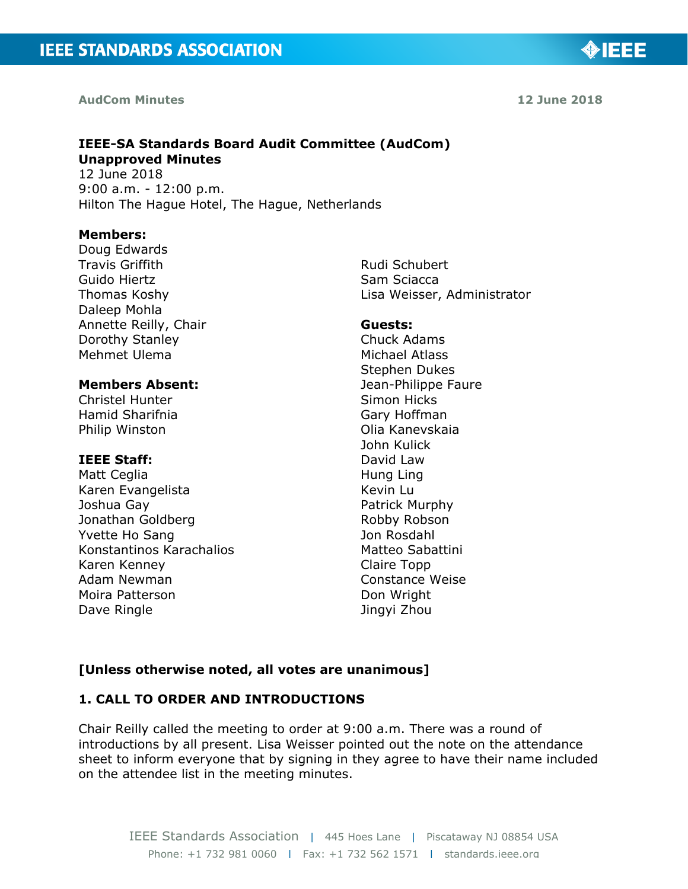AudCom Minutes 12 June 2018

**IEEE-SA Standards Board Audit Committee (AudCom)**
**Unapproved Minutes**
12 June 2018
9:00 a.m. - 12:00 p.m.
Hilton The Hague Hotel, The Hague, Netherlands

**Members:**
Doug Edwards
Travis Griffith
Guido Hiertz
Thomas Koshy
Daleep Mohla
Annette Reilly, Chair
Dorothy Stanley
Mehmet Ulema
Rudi Schubert
Sam Sciacca
Lisa Weisser, Administrator

**Members Absent:**
Christel Hunter
Hamid Sharifnia
Philip Winston

**IEEE Staff:**
Matt Ceglia
Karen Evangelista
Joshua Gay
Jonathan Goldberg
Yvette Ho Sang
Konstantinos Karachalios
Karen Kenney
Adam Newman
Moira Patterson
Dave Ringle

**Guests:**
Chuck Adams
Michael Atlass
Stephen Dukes
Jean-Philippe Faure
Simon Hicks
Gary Hoffman
Olia Kanevskaia
John Kulick
David Law
Hung Ling
Kevin Lu
Patrick Murphy
Robby Robson
Jon Rosdahl
Matteo Sabattini
Claire Topp
Constance Weise
Don Wright
Jingyi Zhou

**[Unless otherwise noted, all votes are unanimous]**

## 1. CALL TO ORDER AND INTRODUCTIONS

Chair Reilly called the meeting to order at 9:00 a.m. There was a round of introductions by all present. Lisa Weisser pointed out the note on the attendance sheet to inform everyone that by signing in they agree to have their name included on the attendee list in the meeting minutes.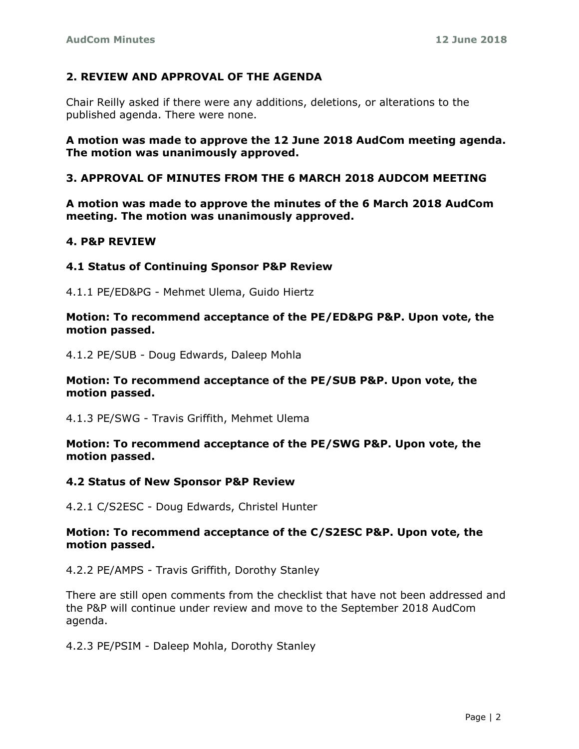## 2. REVIEW AND APPROVAL OF THE AGENDA

Chair Reilly asked if there were any additions, deletions, or alterations to the published agenda. There were none.

**A motion was made to approve the 12 June 2018 AudCom meeting agenda. The motion was unanimously approved.**

## 3. APPROVAL OF MINUTES FROM THE 6 MARCH 2018 AUDCOM MEETING

**A motion was made to approve the minutes of the 6 March 2018 AudCom meeting. The motion was unanimously approved.**

## 4. P&P REVIEW

### 4.1 Status of Continuing Sponsor P&P Review

4.1.1 PE/ED&PG - Mehmet Ulema, Guido Hiertz

**Motion: To recommend acceptance of the PE/ED&PG P&P. Upon vote, the motion passed.**

4.1.2 PE/SUB - Doug Edwards, Daleep Mohla

**Motion: To recommend acceptance of the PE/SUB P&P. Upon vote, the motion passed.**

4.1.3 PE/SWG - Travis Griffith, Mehmet Ulema

**Motion: To recommend acceptance of the PE/SWG P&P. Upon vote, the motion passed.**

### 4.2 Status of New Sponsor P&P Review

4.2.1 C/S2ESC - Doug Edwards, Christel Hunter

**Motion: To recommend acceptance of the C/S2ESC P&P. Upon vote, the motion passed.**

4.2.2 PE/AMPS - Travis Griffith, Dorothy Stanley

There are still open comments from the checklist that have not been addressed and the P&P will continue under review and move to the September 2018 AudCom agenda.

4.2.3 PE/PSIM - Daleep Mohla, Dorothy Stanley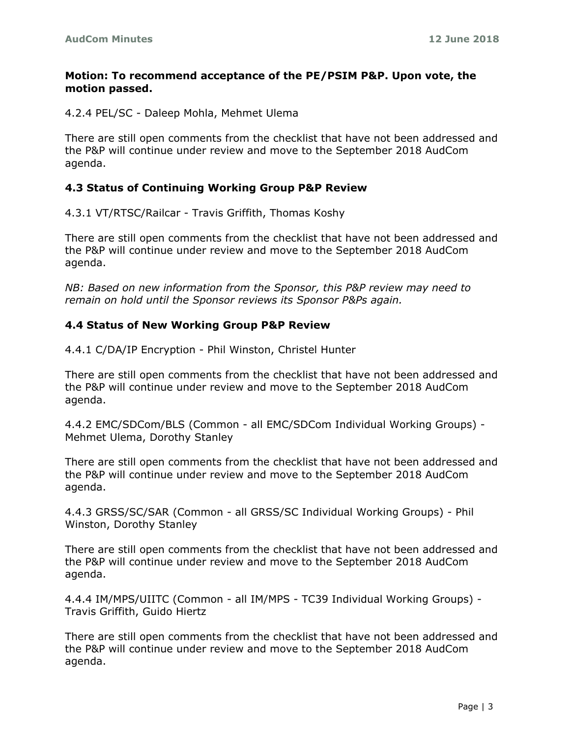**Motion: To recommend acceptance of the PE/PSIM P&P. Upon vote, the motion passed.**

4.2.4 PEL/SC - Daleep Mohla, Mehmet Ulema

There are still open comments from the checklist that have not been addressed and the P&P will continue under review and move to the September 2018 AudCom agenda.

### 4.3 Status of Continuing Working Group P&P Review

4.3.1 VT/RTSC/Railcar - Travis Griffith, Thomas Koshy

There are still open comments from the checklist that have not been addressed and the P&P will continue under review and move to the September 2018 AudCom agenda.

*NB: Based on new information from the Sponsor, this P&P review may need to remain on hold until the Sponsor reviews its Sponsor P&Ps again.*

### 4.4 Status of New Working Group P&P Review

4.4.1 C/DA/IP Encryption - Phil Winston, Christel Hunter

There are still open comments from the checklist that have not been addressed and the P&P will continue under review and move to the September 2018 AudCom agenda.

4.4.2 EMC/SDCom/BLS (Common - all EMC/SDCom Individual Working Groups) - Mehmet Ulema, Dorothy Stanley

There are still open comments from the checklist that have not been addressed and the P&P will continue under review and move to the September 2018 AudCom agenda.

4.4.3 GRSS/SC/SAR (Common - all GRSS/SC Individual Working Groups) - Phil Winston, Dorothy Stanley

There are still open comments from the checklist that have not been addressed and the P&P will continue under review and move to the September 2018 AudCom agenda.

4.4.4 IM/MPS/UIITC (Common - all IM/MPS - TC39 Individual Working Groups) - Travis Griffith, Guido Hiertz

There are still open comments from the checklist that have not been addressed and the P&P will continue under review and move to the September 2018 AudCom agenda.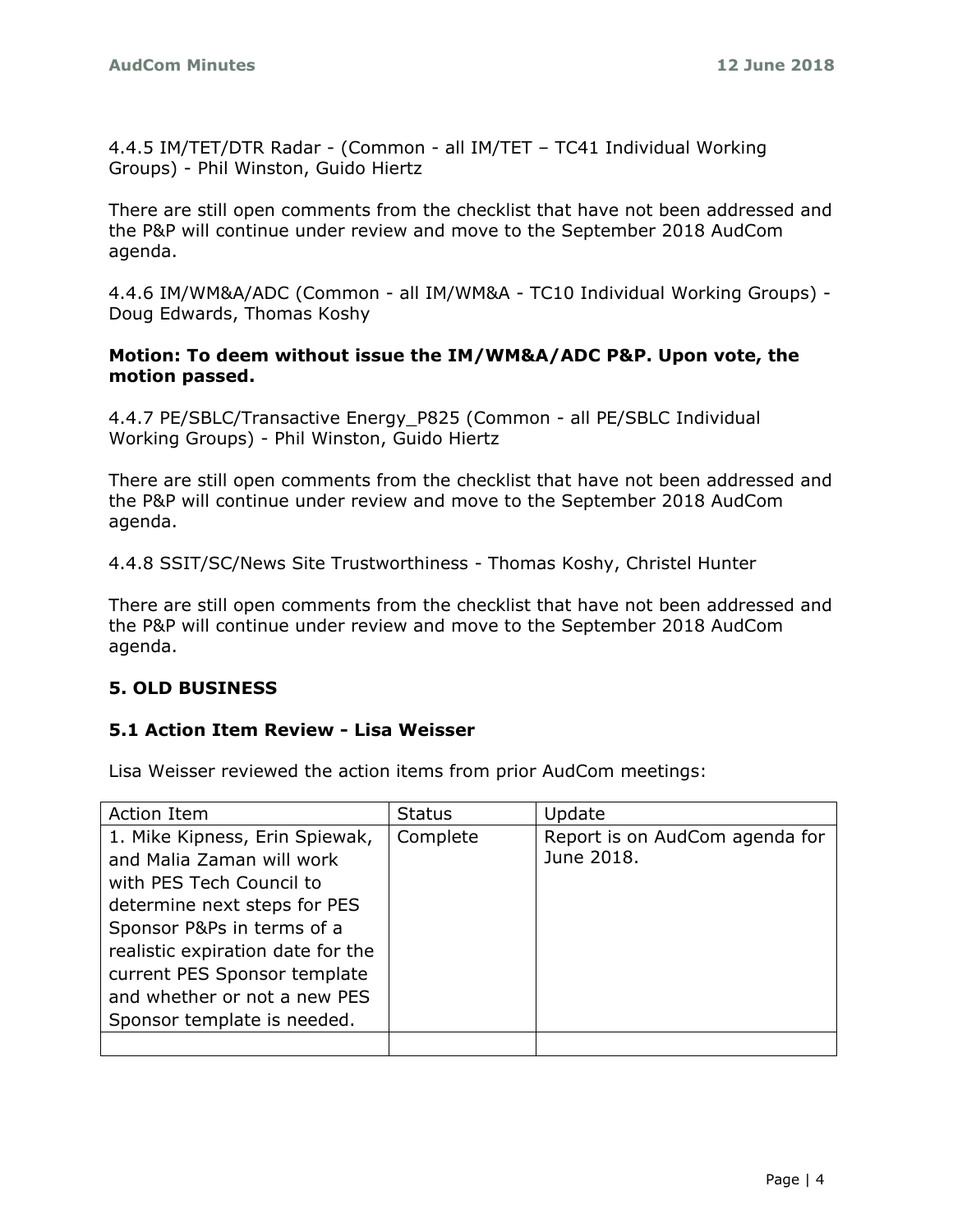4.4.5 IM/TET/DTR Radar - (Common - all IM/TET – TC41 Individual Working Groups) - Phil Winston, Guido Hiertz

There are still open comments from the checklist that have not been addressed and the P&P will continue under review and move to the September 2018 AudCom agenda.

4.4.6 IM/WM&A/ADC (Common - all IM/WM&A - TC10 Individual Working Groups) - Doug Edwards, Thomas Koshy

**Motion: To deem without issue the IM/WM&A/ADC P&P. Upon vote, the motion passed.**

4.4.7 PE/SBLC/Transactive Energy_P825 (Common - all PE/SBLC Individual Working Groups) - Phil Winston, Guido Hiertz

There are still open comments from the checklist that have not been addressed and the P&P will continue under review and move to the September 2018 AudCom agenda.

4.4.8 SSIT/SC/News Site Trustworthiness - Thomas Koshy, Christel Hunter

There are still open comments from the checklist that have not been addressed and the P&P will continue under review and move to the September 2018 AudCom agenda.

## 5. OLD BUSINESS

### 5.1 Action Item Review - Lisa Weisser

Lisa Weisser reviewed the action items from prior AudCom meetings:

| Action Item | Status | Update |
|---|---|---|
| 1. Mike Kipness, Erin Spiewak, and Malia Zaman will work with PES Tech Council to determine next steps for PES Sponsor P&Ps in terms of a realistic expiration date for the current PES Sponsor template and whether or not a new PES Sponsor template is needed. | Complete | Report is on AudCom agenda for June 2018. |
| | | |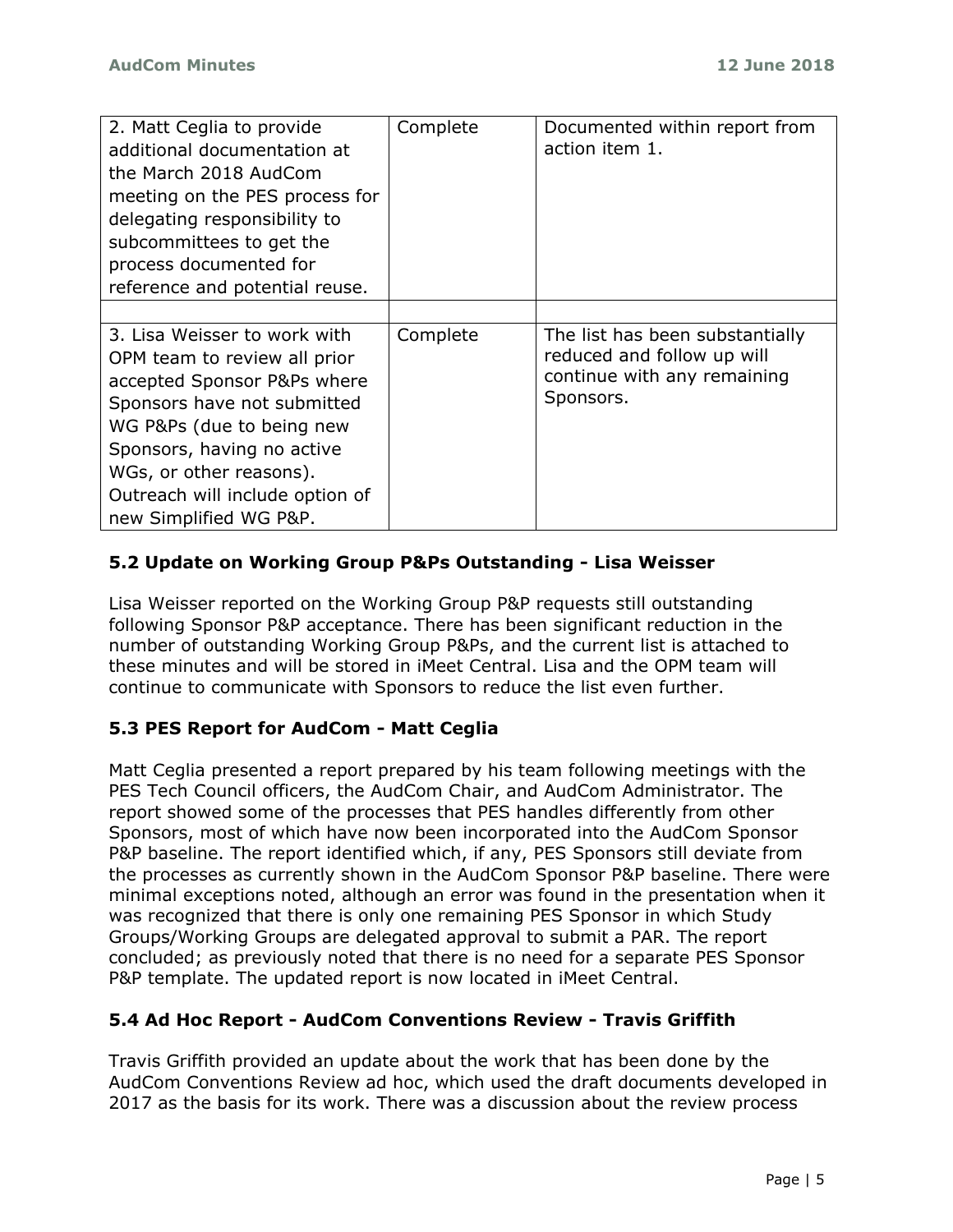| | | |
|---|---|---|
| 2. Matt Ceglia to provide additional documentation at the March 2018 AudCom meeting on the PES process for delegating responsibility to subcommittees to get the process documented for reference and potential reuse. | Complete | Documented within report from action item 1. |
| | | |
| 3. Lisa Weisser to work with OPM team to review all prior accepted Sponsor P&Ps where Sponsors have not submitted WG P&Ps (due to being new Sponsors, having no active WGs, or other reasons). Outreach will include option of new Simplified WG P&P. | Complete | The list has been substantially reduced and follow up will continue with any remaining Sponsors. |

### 5.2 Update on Working Group P&Ps Outstanding - Lisa Weisser

Lisa Weisser reported on the Working Group P&P requests still outstanding following Sponsor P&P acceptance. There has been significant reduction in the number of outstanding Working Group P&Ps, and the current list is attached to these minutes and will be stored in iMeet Central. Lisa and the OPM team will continue to communicate with Sponsors to reduce the list even further.

### 5.3 PES Report for AudCom - Matt Ceglia

Matt Ceglia presented a report prepared by his team following meetings with the PES Tech Council officers, the AudCom Chair, and AudCom Administrator. The report showed some of the processes that PES handles differently from other Sponsors, most of which have now been incorporated into the AudCom Sponsor P&P baseline. The report identified which, if any, PES Sponsors still deviate from the processes as currently shown in the AudCom Sponsor P&P baseline. There were minimal exceptions noted, although an error was found in the presentation when it was recognized that there is only one remaining PES Sponsor in which Study Groups/Working Groups are delegated approval to submit a PAR. The report concluded; as previously noted that there is no need for a separate PES Sponsor P&P template. The updated report is now located in iMeet Central.

### 5.4 Ad Hoc Report - AudCom Conventions Review - Travis Griffith

Travis Griffith provided an update about the work that has been done by the AudCom Conventions Review ad hoc, which used the draft documents developed in 2017 as the basis for its work. There was a discussion about the review process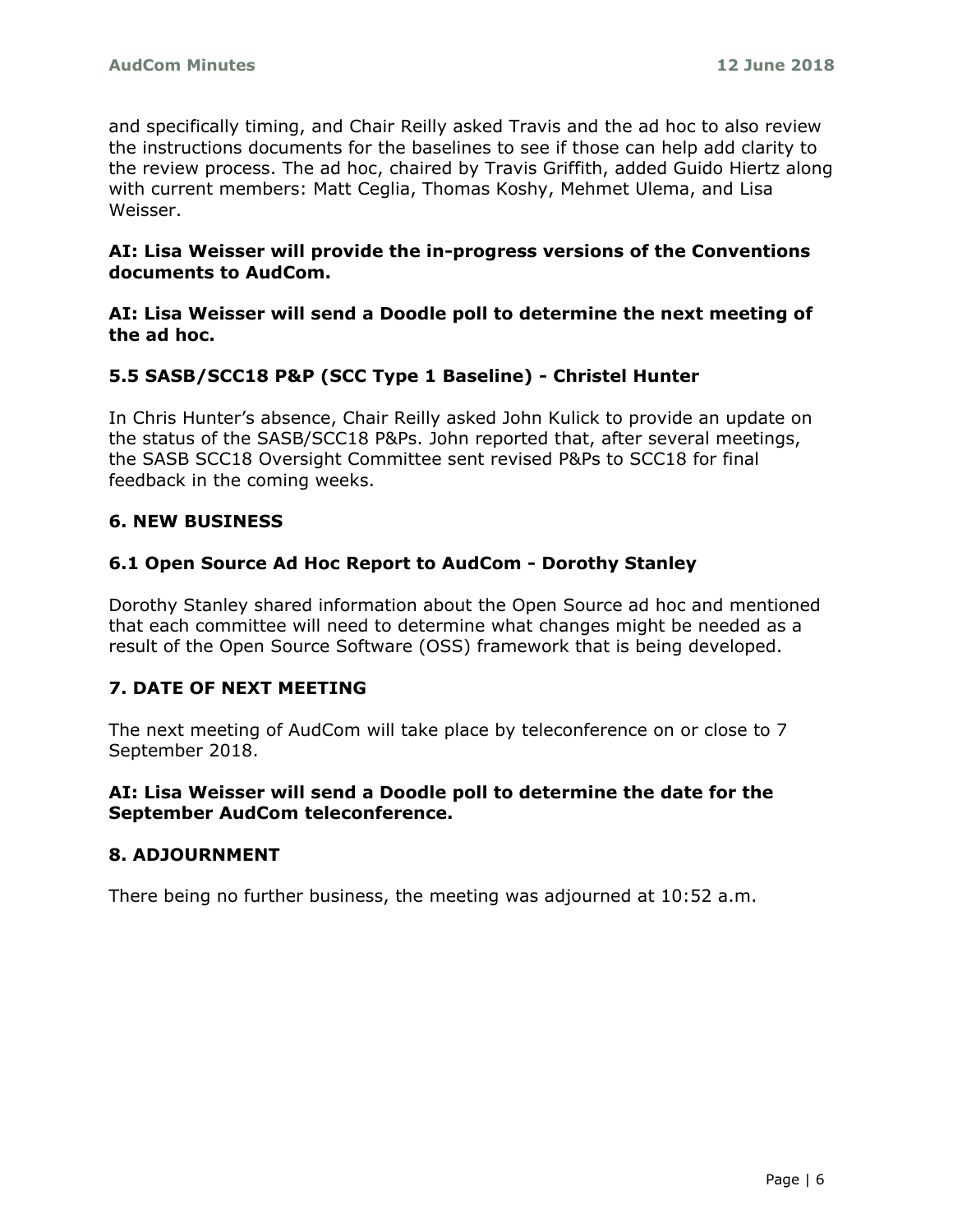and specifically timing, and Chair Reilly asked Travis and the ad hoc to also review the instructions documents for the baselines to see if those can help add clarity to the review process. The ad hoc, chaired by Travis Griffith, added Guido Hiertz along with current members: Matt Ceglia, Thomas Koshy, Mehmet Ulema, and Lisa Weisser.

**AI: Lisa Weisser will provide the in-progress versions of the Conventions documents to AudCom.**

**AI: Lisa Weisser will send a Doodle poll to determine the next meeting of the ad hoc.**

### 5.5 SASB/SCC18 P&P (SCC Type 1 Baseline) - Christel Hunter

In Chris Hunter's absence, Chair Reilly asked John Kulick to provide an update on the status of the SASB/SCC18 P&Ps. John reported that, after several meetings, the SASB SCC18 Oversight Committee sent revised P&Ps to SCC18 for final feedback in the coming weeks.

## 6. NEW BUSINESS

### 6.1 Open Source Ad Hoc Report to AudCom - Dorothy Stanley

Dorothy Stanley shared information about the Open Source ad hoc and mentioned that each committee will need to determine what changes might be needed as a result of the Open Source Software (OSS) framework that is being developed.

## 7. DATE OF NEXT MEETING

The next meeting of AudCom will take place by teleconference on or close to 7 September 2018.

**AI: Lisa Weisser will send a Doodle poll to determine the date for the September AudCom teleconference.**

## 8. ADJOURNMENT

There being no further business, the meeting was adjourned at 10:52 a.m.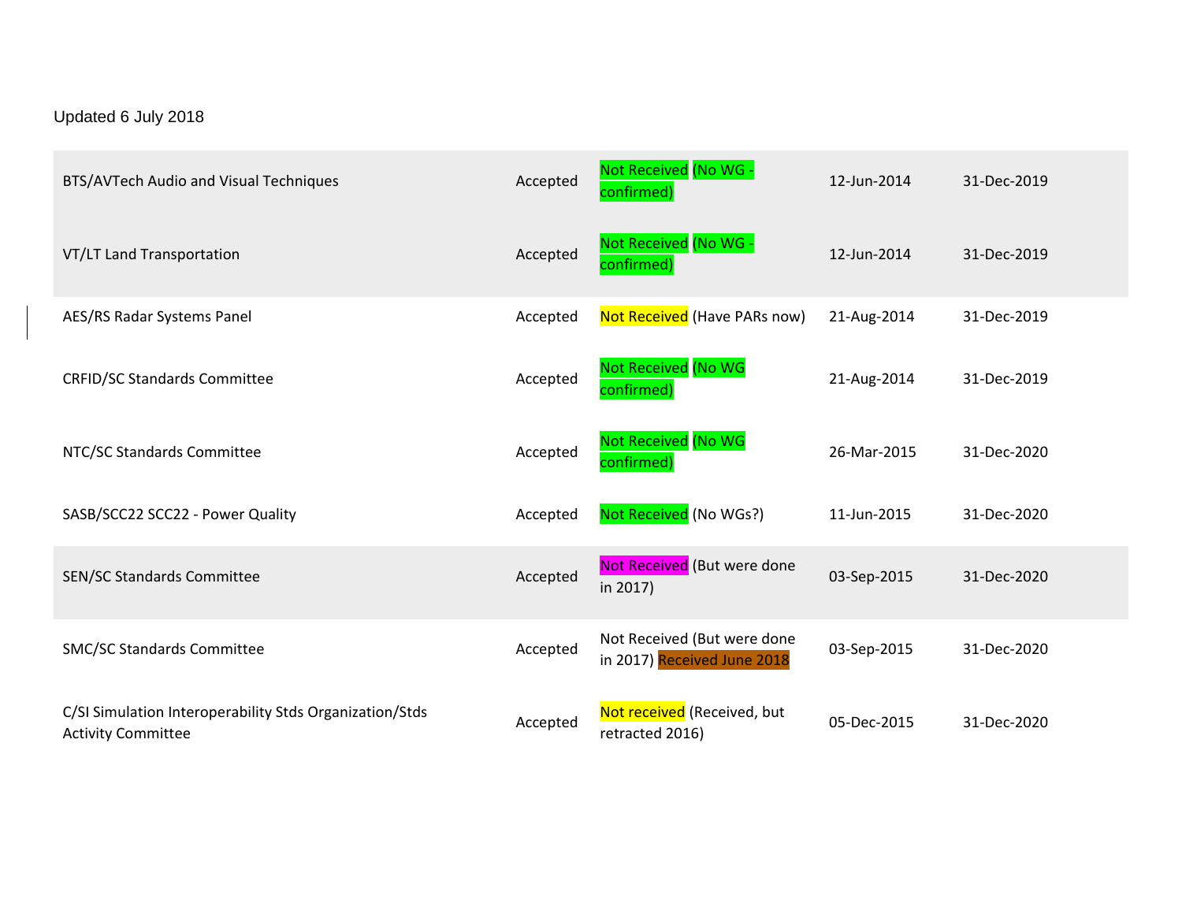Updated 6 July 2018

| | | | | |
|---|---|---|---|---|
| BTS/AVTech Audio and Visual Techniques | Accepted | Not Received (No WG - confirmed) | 12-Jun-2014 | 31-Dec-2019 |
| VT/LT Land Transportation | Accepted | Not Received (No WG - confirmed) | 12-Jun-2014 | 31-Dec-2019 |
| AES/RS Radar Systems Panel | Accepted | Not Received (Have PARs now) | 21-Aug-2014 | 31-Dec-2019 |
| CRFID/SC Standards Committee | Accepted | Not Received (No WG confirmed) | 21-Aug-2014 | 31-Dec-2019 |
| NTC/SC Standards Committee | Accepted | Not Received (No WG confirmed) | 26-Mar-2015 | 31-Dec-2020 |
| SASB/SCC22 SCC22 - Power Quality | Accepted | Not Received (No WGs?) | 11-Jun-2015 | 31-Dec-2020 |
| SEN/SC Standards Committee | Accepted | Not Received (But were done in 2017) | 03-Sep-2015 | 31-Dec-2020 |
| SMC/SC Standards Committee | Accepted | Not Received (But were done in 2017) Received June 2018 | 03-Sep-2015 | 31-Dec-2020 |
| C/SI Simulation Interoperability Stds Organization/Stds Activity Committee | Accepted | Not received (Received, but retracted 2016) | 05-Dec-2015 | 31-Dec-2020 |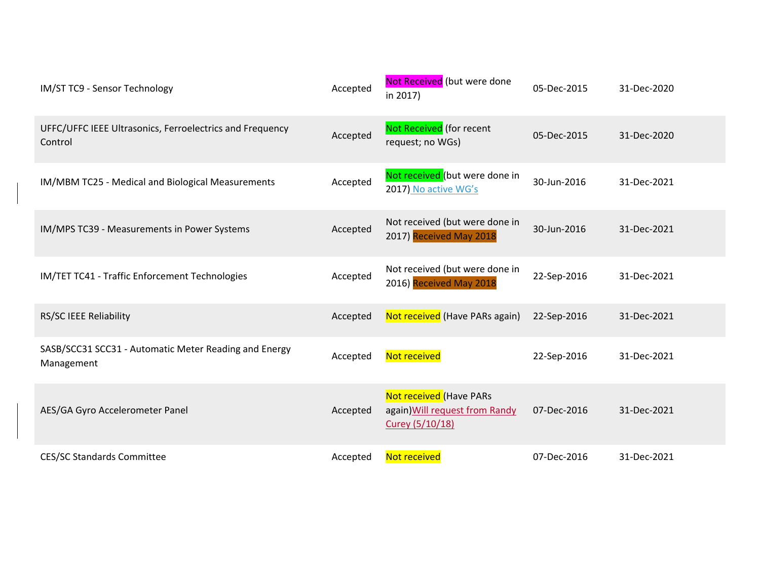| | | | | |
|---|---|---|---|---|
| IM/ST TC9 - Sensor Technology | Accepted | Not Received (but were done in 2017) | 05-Dec-2015 | 31-Dec-2020 |
| UFFC/UFFC IEEE Ultrasonics, Ferroelectrics and Frequency Control | Accepted | Not Received (for recent request; no WGs) | 05-Dec-2015 | 31-Dec-2020 |
| IM/MBM TC25 - Medical and Biological Measurements | Accepted | Not received (but were done in 2017) No active WG's | 30-Jun-2016 | 31-Dec-2021 |
| IM/MPS TC39 - Measurements in Power Systems | Accepted | Not received (but were done in 2017) Received May 2018 | 30-Jun-2016 | 31-Dec-2021 |
| IM/TET TC41 - Traffic Enforcement Technologies | Accepted | Not received (but were done in 2016) Received May 2018 | 22-Sep-2016 | 31-Dec-2021 |
| RS/SC IEEE Reliability | Accepted | Not received (Have PARs again) | 22-Sep-2016 | 31-Dec-2021 |
| SASB/SCC31 SCC31 - Automatic Meter Reading and Energy Management | Accepted | Not received | 22-Sep-2016 | 31-Dec-2021 |
| AES/GA Gyro Accelerometer Panel | Accepted | Not received (Have PARs again)Will request from Randy Curey (5/10/18) | 07-Dec-2016 | 31-Dec-2021 |
| CES/SC Standards Committee | Accepted | Not received | 07-Dec-2016 | 31-Dec-2021 |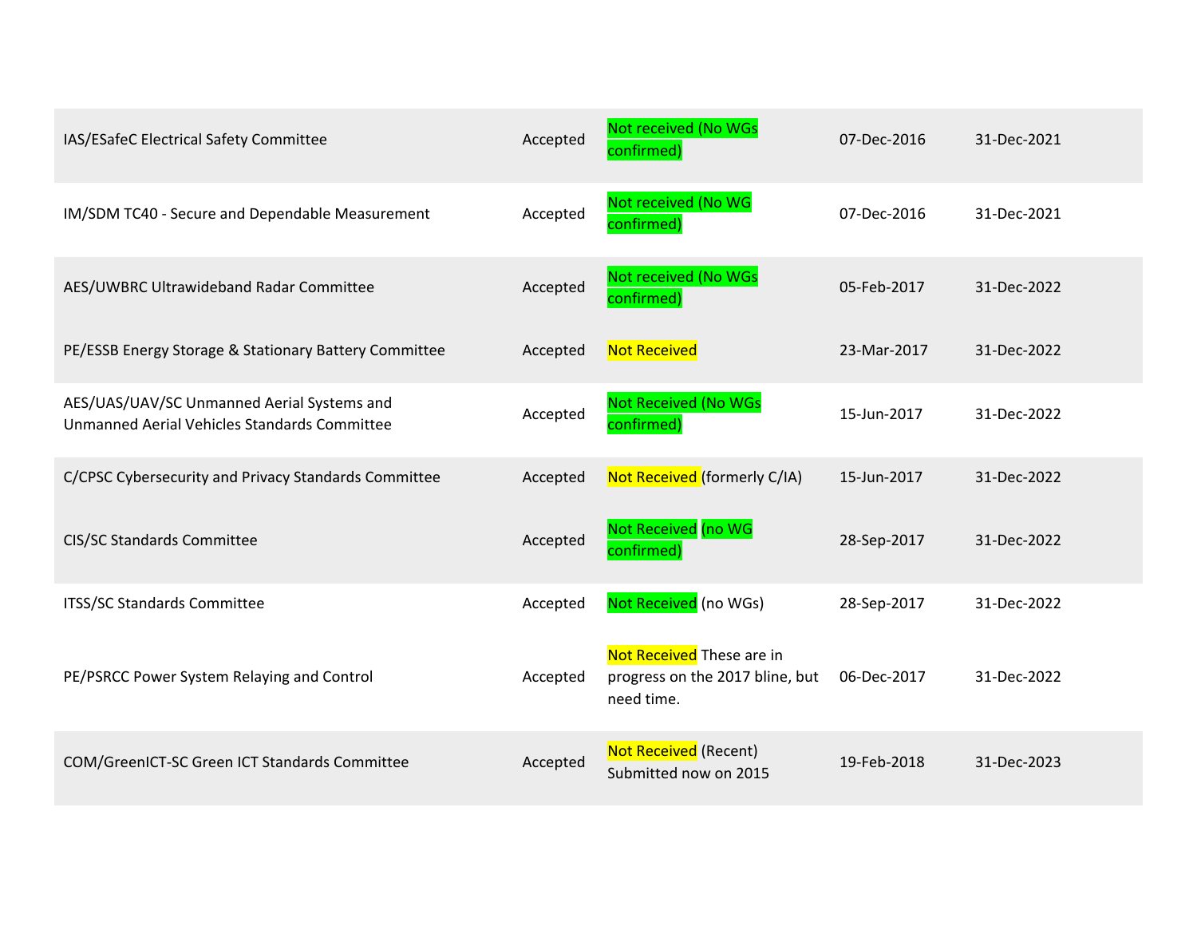| | | | | |
|---|---|---|---|---|
| IAS/ESafeC Electrical Safety Committee | Accepted | Not received (No WGs confirmed) | 07-Dec-2016 | 31-Dec-2021 |
| IM/SDM TC40 - Secure and Dependable Measurement | Accepted | Not received (No WG confirmed) | 07-Dec-2016 | 31-Dec-2021 |
| AES/UWBRC Ultrawideband Radar Committee | Accepted | Not received (No WGs confirmed) | 05-Feb-2017 | 31-Dec-2022 |
| PE/ESSB Energy Storage & Stationary Battery Committee | Accepted | Not Received | 23-Mar-2017 | 31-Dec-2022 |
| AES/UAS/UAV/SC Unmanned Aerial Systems and Unmanned Aerial Vehicles Standards Committee | Accepted | Not Received (No WGs confirmed) | 15-Jun-2017 | 31-Dec-2022 |
| C/CPSC Cybersecurity and Privacy Standards Committee | Accepted | Not Received (formerly C/IA) | 15-Jun-2017 | 31-Dec-2022 |
| CIS/SC Standards Committee | Accepted | Not Received (no WG confirmed) | 28-Sep-2017 | 31-Dec-2022 |
| ITSS/SC Standards Committee | Accepted | Not Received (no WGs) | 28-Sep-2017 | 31-Dec-2022 |
| PE/PSRCC Power System Relaying and Control | Accepted | Not Received These are in progress on the 2017 bline, but need time. | 06-Dec-2017 | 31-Dec-2022 |
| COM/GreenICT-SC Green ICT Standards Committee | Accepted | Not Received (Recent) Submitted now on 2015 | 19-Feb-2018 | 31-Dec-2023 |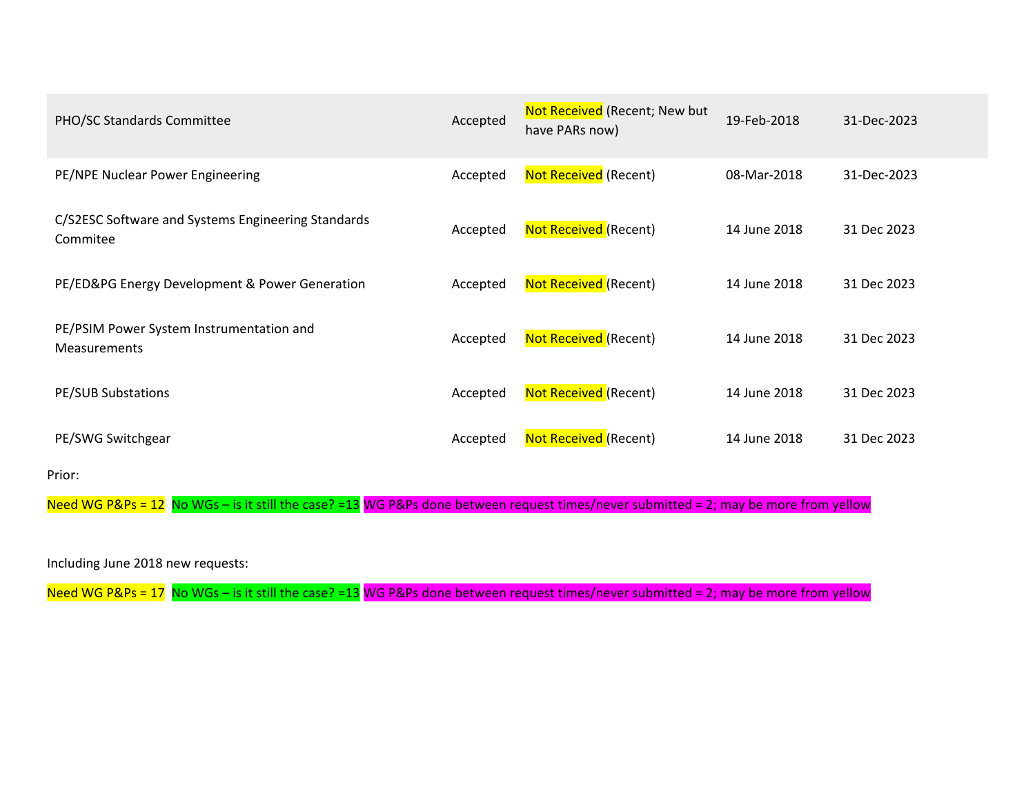| | | | | |
|---|---|---|---|---|
| PHO/SC Standards Committee | Accepted | Not Received (Recent; New but have PARs now) | 19-Feb-2018 | 31-Dec-2023 |
| PE/NPE Nuclear Power Engineering | Accepted | Not Received (Recent) | 08-Mar-2018 | 31-Dec-2023 |
| C/S2ESC Software and Systems Engineering Standards Commitee | Accepted | Not Received (Recent) | 14 June 2018 | 31 Dec 2023 |
| PE/ED&PG Energy Development & Power Generation | Accepted | Not Received (Recent) | 14 June 2018 | 31 Dec 2023 |
| PE/PSIM Power System Instrumentation and Measurements | Accepted | Not Received (Recent) | 14 June 2018 | 31 Dec 2023 |
| PE/SUB Substations | Accepted | Not Received (Recent) | 14 June 2018 | 31 Dec 2023 |
| PE/SWG Switchgear | Accepted | Not Received (Recent) | 14 June 2018 | 31 Dec 2023 |

Prior:

Need WG P&Ps = 12 No WGs – is it still the case? =13 WG P&Ps done between request times/never submitted = 2; may be more from yellow

Including June 2018 new requests:

Need WG P&Ps = 17 No WGs – is it still the case? =13 WG P&Ps done between request times/never submitted = 2; may be more from yellow